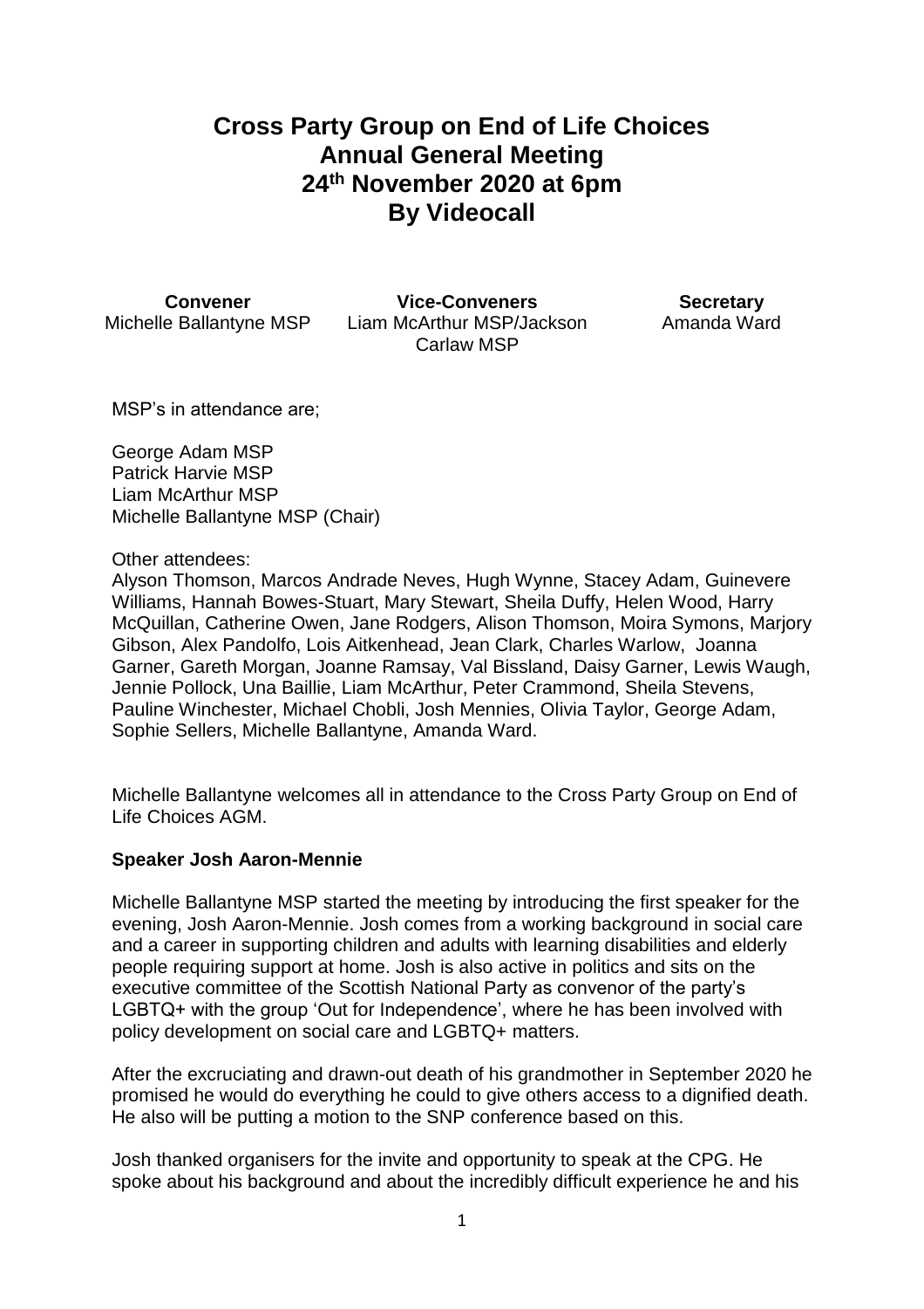# Cross Party Group on End of Life Choices
# Annual General Meeting
# 24th November 2020 at 6pm
# By Videocall

| Convener | Vice-Conveners | Secretary |
| --- | --- | --- |
| Michelle Ballantyne MSP | Liam McArthur MSP/Jackson Carlaw MSP | Amanda Ward |

MSP's in attendance are;

George Adam MSP
Patrick Harvie MSP
Liam McArthur MSP
Michelle Ballantyne MSP (Chair)

Other attendees:
Alyson Thomson, Marcos Andrade Neves, Hugh Wynne, Stacey Adam, Guinevere Williams, Hannah Bowes-Stuart, Mary Stewart, Sheila Duffy, Helen Wood, Harry McQuillan, Catherine Owen, Jane Rodgers, Alison Thomson, Moira Symons, Marjory Gibson, Alex Pandolfo, Lois Aitkenhead, Jean Clark, Charles Warlow, Joanna Garner, Gareth Morgan, Joanne Ramsay, Val Bissland, Daisy Garner, Lewis Waugh, Jennie Pollock, Una Baillie, Liam McArthur, Peter Crammond, Sheila Stevens, Pauline Winchester, Michael Chobli, Josh Mennies, Olivia Taylor, George Adam, Sophie Sellers, Michelle Ballantyne, Amanda Ward.

Michelle Ballantyne welcomes all in attendance to the Cross Party Group on End of Life Choices AGM.

**Speaker Josh Aaron-Mennie**

Michelle Ballantyne MSP started the meeting by introducing the first speaker for the evening, Josh Aaron-Mennie. Josh comes from a working background in social care and a career in supporting children and adults with learning disabilities and elderly people requiring support at home. Josh is also active in politics and sits on the executive committee of the Scottish National Party as convenor of the party's LGBTQ+ with the group 'Out for Independence', where he has been involved with policy development on social care and LGBTQ+ matters.

After the excruciating and drawn-out death of his grandmother in September 2020 he promised he would do everything he could to give others access to a dignified death. He also will be putting a motion to the SNP conference based on this.

Josh thanked organisers for the invite and opportunity to speak at the CPG. He spoke about his background and about the incredibly difficult experience he and his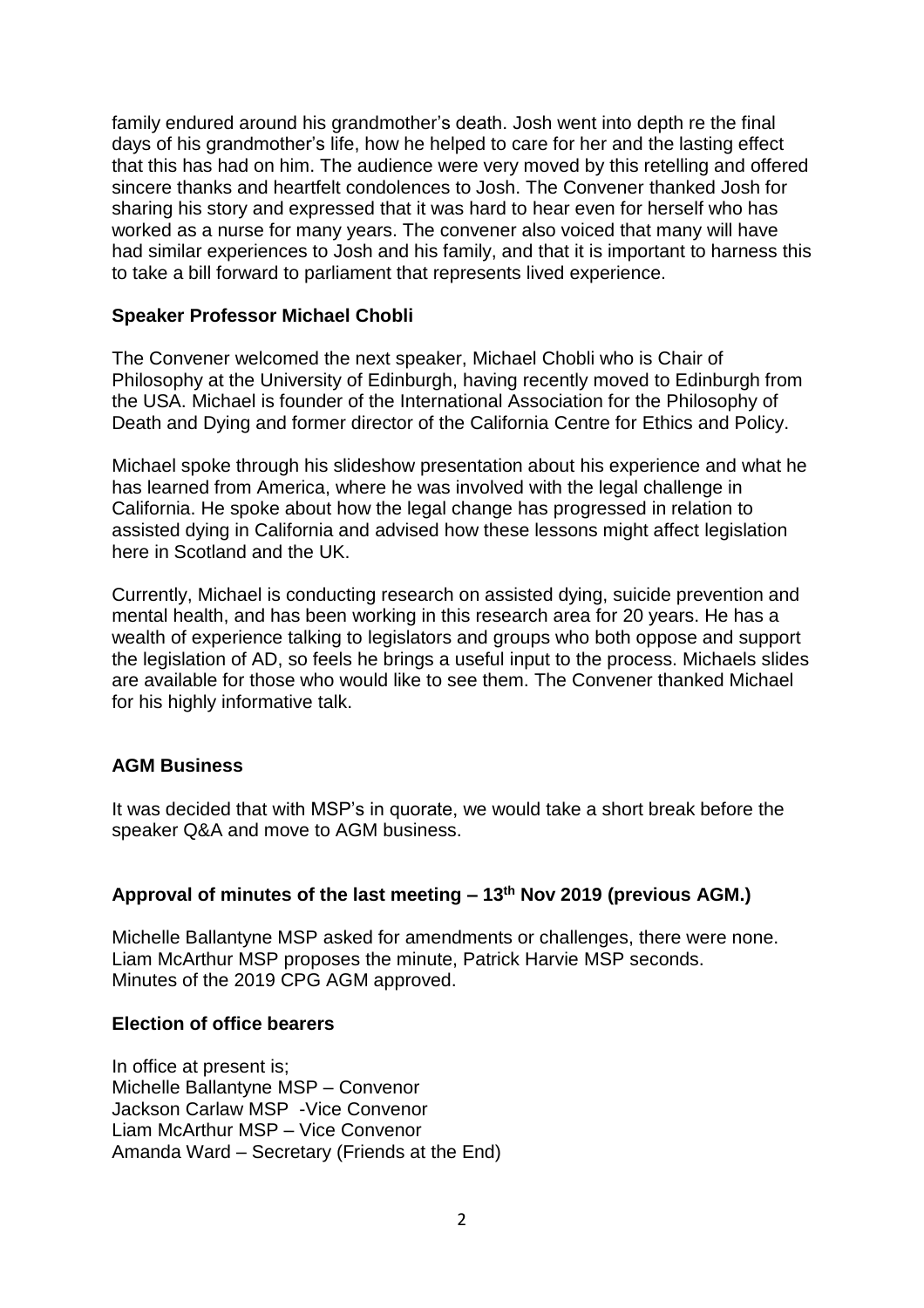family endured around his grandmother's death. Josh went into depth re the final days of his grandmother's life, how he helped to care for her and the lasting effect that this has had on him. The audience were very moved by this retelling and offered sincere thanks and heartfelt condolences to Josh. The Convener thanked Josh for sharing his story and expressed that it was hard to hear even for herself who has worked as a nurse for many years. The convener also voiced that many will have had similar experiences to Josh and his family, and that it is important to harness this to take a bill forward to parliament that represents lived experience.

**Speaker Professor Michael Chobli**

The Convener welcomed the next speaker, Michael Chobli who is Chair of Philosophy at the University of Edinburgh, having recently moved to Edinburgh from the USA. Michael is founder of the International Association for the Philosophy of Death and Dying and former director of the California Centre for Ethics and Policy.

Michael spoke through his slideshow presentation about his experience and what he has learned from America, where he was involved with the legal challenge in California. He spoke about how the legal change has progressed in relation to assisted dying in California and advised how these lessons might affect legislation here in Scotland and the UK.

Currently, Michael is conducting research on assisted dying, suicide prevention and mental health, and has been working in this research area for 20 years. He has a wealth of experience talking to legislators and groups who both oppose and support the legislation of AD, so feels he brings a useful input to the process. Michaels slides are available for those who would like to see them. The Convener thanked Michael for his highly informative talk.

**AGM Business**

It was decided that with MSP's in quorate, we would take a short break before the speaker Q&A and move to AGM business.

**Approval of minutes of the last meeting – 13th Nov 2019 (previous AGM.)**

Michelle Ballantyne MSP asked for amendments or challenges, there were none.
Liam McArthur MSP proposes the minute, Patrick Harvie MSP seconds.
Minutes of the 2019 CPG AGM approved.

**Election of office bearers**

In office at present is;
Michelle Ballantyne MSP – Convenor
Jackson Carlaw MSP -Vice Convenor
Liam McArthur MSP – Vice Convenor
Amanda Ward – Secretary (Friends at the End)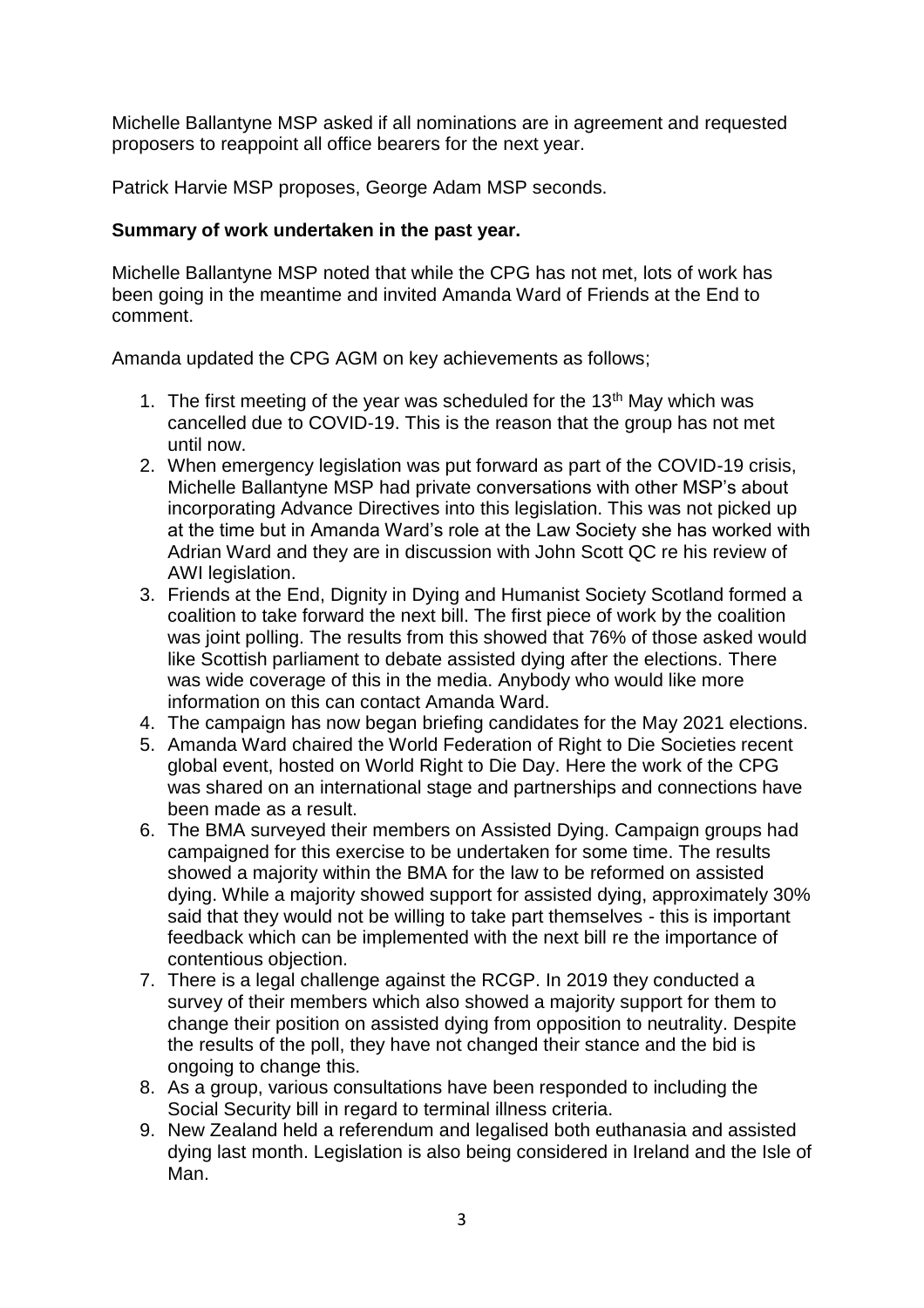Michelle Ballantyne MSP asked if all nominations are in agreement and requested proposers to reappoint all office bearers for the next year.

Patrick Harvie MSP proposes, George Adam MSP seconds.

**Summary of work undertaken in the past year.**

Michelle Ballantyne MSP noted that while the CPG has not met, lots of work has been going in the meantime and invited Amanda Ward of Friends at the End to comment.

Amanda updated the CPG AGM on key achievements as follows;

1. The first meeting of the year was scheduled for the 13th May which was cancelled due to COVID-19. This is the reason that the group has not met until now.
2. When emergency legislation was put forward as part of the COVID-19 crisis, Michelle Ballantyne MSP had private conversations with other MSP's about incorporating Advance Directives into this legislation. This was not picked up at the time but in Amanda Ward's role at the Law Society she has worked with Adrian Ward and they are in discussion with John Scott QC re his review of AWI legislation.
3. Friends at the End, Dignity in Dying and Humanist Society Scotland formed a coalition to take forward the next bill. The first piece of work by the coalition was joint polling. The results from this showed that 76% of those asked would like Scottish parliament to debate assisted dying after the elections. There was wide coverage of this in the media. Anybody who would like more information on this can contact Amanda Ward.
4. The campaign has now began briefing candidates for the May 2021 elections.
5. Amanda Ward chaired the World Federation of Right to Die Societies recent global event, hosted on World Right to Die Day. Here the work of the CPG was shared on an international stage and partnerships and connections have been made as a result.
6. The BMA surveyed their members on Assisted Dying. Campaign groups had campaigned for this exercise to be undertaken for some time. The results showed a majority within the BMA for the law to be reformed on assisted dying. While a majority showed support for assisted dying, approximately 30% said that they would not be willing to take part themselves - this is important feedback which can be implemented with the next bill re the importance of contentious objection.
7. There is a legal challenge against the RCGP. In 2019 they conducted a survey of their members which also showed a majority support for them to change their position on assisted dying from opposition to neutrality. Despite the results of the poll, they have not changed their stance and the bid is ongoing to change this.
8. As a group, various consultations have been responded to including the Social Security bill in regard to terminal illness criteria.
9. New Zealand held a referendum and legalised both euthanasia and assisted dying last month. Legislation is also being considered in Ireland and the Isle of Man.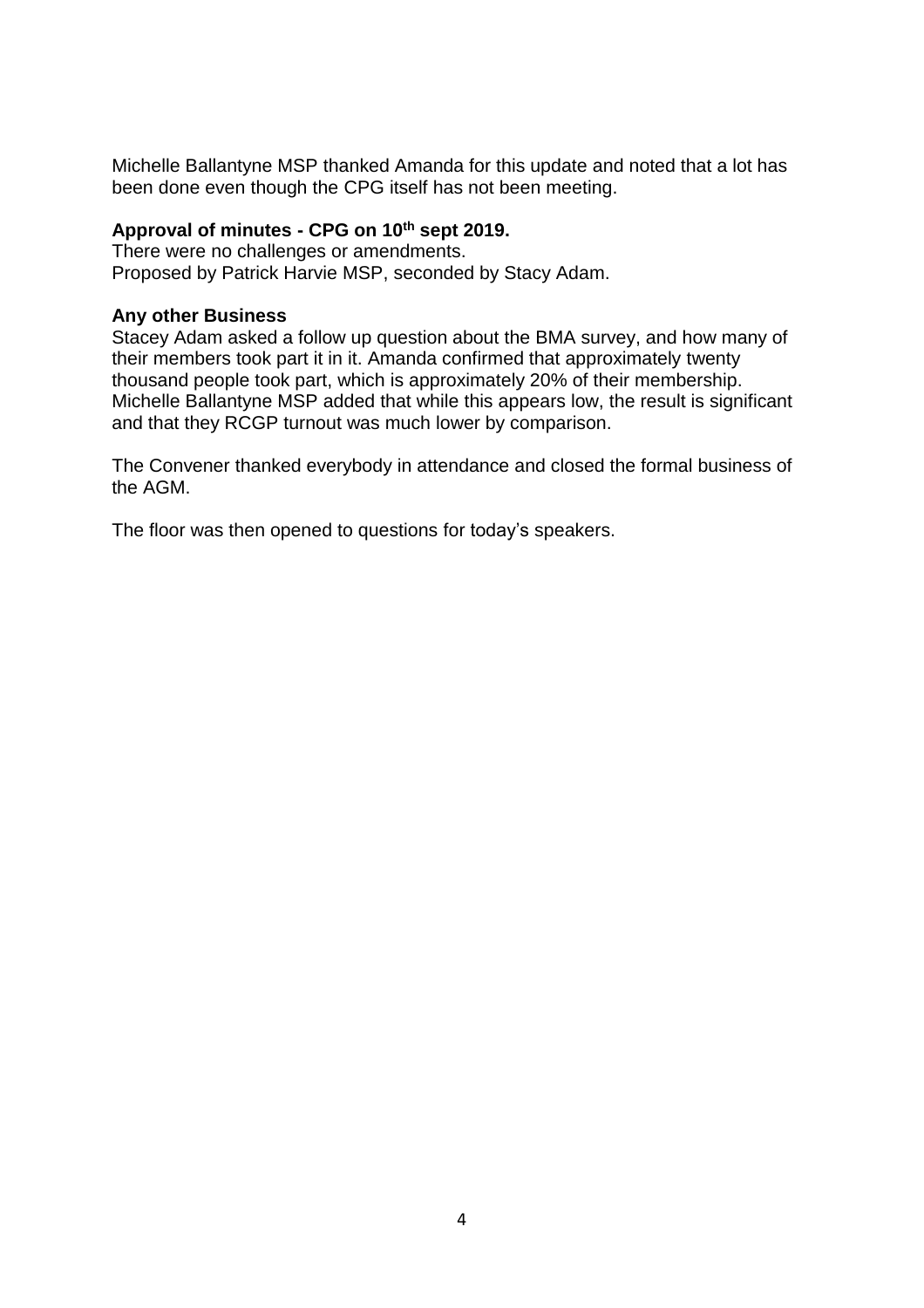Michelle Ballantyne MSP thanked Amanda for this update and noted that a lot has been done even though the CPG itself has not been meeting.

**Approval of minutes - CPG on 10th sept 2019.**

There were no challenges or amendments.
Proposed by Patrick Harvie MSP, seconded by Stacy Adam.

**Any other Business**

Stacey Adam asked a follow up question about the BMA survey, and how many of their members took part it in it. Amanda confirmed that approximately twenty thousand people took part, which is approximately 20% of their membership. Michelle Ballantyne MSP added that while this appears low, the result is significant and that they RCGP turnout was much lower by comparison.

The Convener thanked everybody in attendance and closed the formal business of the AGM.

The floor was then opened to questions for today's speakers.